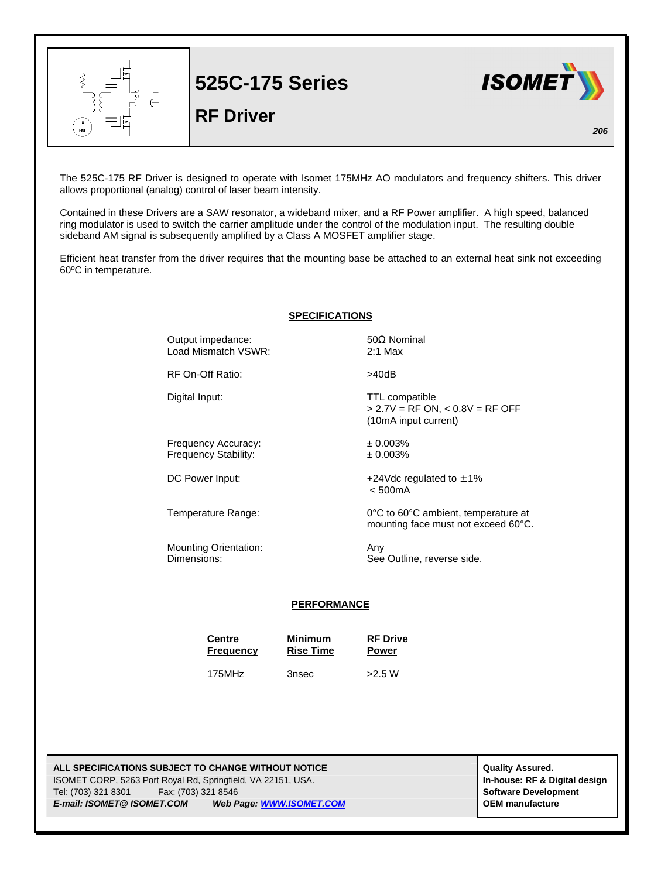# 525C-175 Series

## RF Driver

ISOMET

206

The 525C-175 RF Driver is designed to operate with Isomet 175MHz AO modulators and frequency shifters. This driver allows proportional (analog) control of laser beam intensity.

Contained in these Drivers are a SAW resonator, a wideband mixer, and a RF Power amplifier. A high speed, balanced ring modulator is used to switch the carrier amplitude under the control of the modulation input. The resulting double sideband AM signal is subsequently amplified by a Class A MOSFET amplifier stage.

Efficient heat transfer from the driver requires that the mounting base be attached to an external heat sink not exceeding 60ºC in temperature.

### SPECIFICATIONS

| | |
|---|---|
| Output impedance: | 50Ω Nominal |
| Load Mismatch VSWR: | 2:1 Max |
| RF On-Off Ratio: | >40dB |
| Digital Input: | TTL compatible<br>> 2.7V = RF ON, < 0.8V = RF OFF<br>(10mA input current) |
| Frequency Accuracy: | ± 0.003% |
| Frequency Stability: | ± 0.003% |
| DC Power Input: | +24Vdc regulated to ±1%<br>< 500mA |
| Temperature Range: | 0°C to 60°C ambient, temperature at mounting face must not exceed 60°C. |
| Mounting Orientation: | Any |
| Dimensions: | See Outline, reverse side. |

### PERFORMANCE

| Centre Frequency | Minimum Rise Time | RF Drive Power |
|---|---|---|
| 175MHz | 3nsec | >2.5 W |

**ALL SPECIFICATIONS SUBJECT TO CHANGE WITHOUT NOTICE**
ISOMET CORP, 5263 Port Royal Rd, Springfield, VA 22151, USA.
Tel: (703) 321 8301 Fax: (703) 321 8546
***E-mail: ISOMET@ ISOMET.COM*** ***Web Page: WWW.ISOMET.COM***

**Quality Assured.**
**In-house: RF & Digital design**
**Software Development**
**OEM manufacture**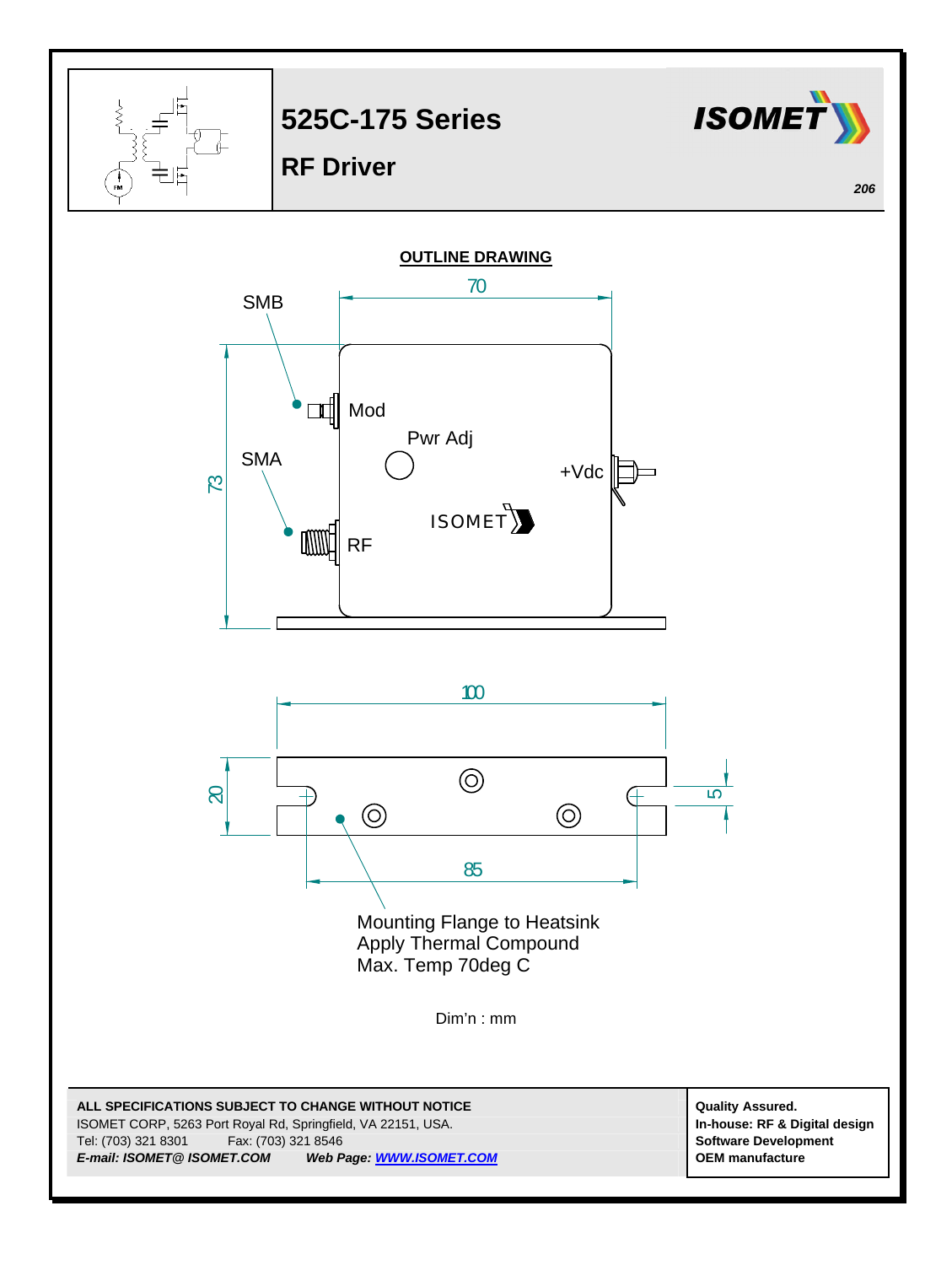# 525C-175 Series

## RF Driver

**OUTLINE DRAWING**

70

SMB

Mod

Pwr Adj

SMA

73

+Vdc

ISOMET

RF

100

20

5

85

Mounting Flange to Heatsink
Apply Thermal Compound
Max. Temp 70deg C

Dim'n : mm

**ALL SPECIFICATIONS SUBJECT TO CHANGE WITHOUT NOTICE**
ISOMET CORP, 5263 Port Royal Rd, Springfield, VA 22151, USA.
Tel: (703) 321 8301 Fax: (703) 321 8546
***E-mail: ISOMET@ ISOMET.COM Web Page: WWW.ISOMET.COM***

**Quality Assured.**
**In-house: RF & Digital design**
**Software Development**
**OEM manufacture**